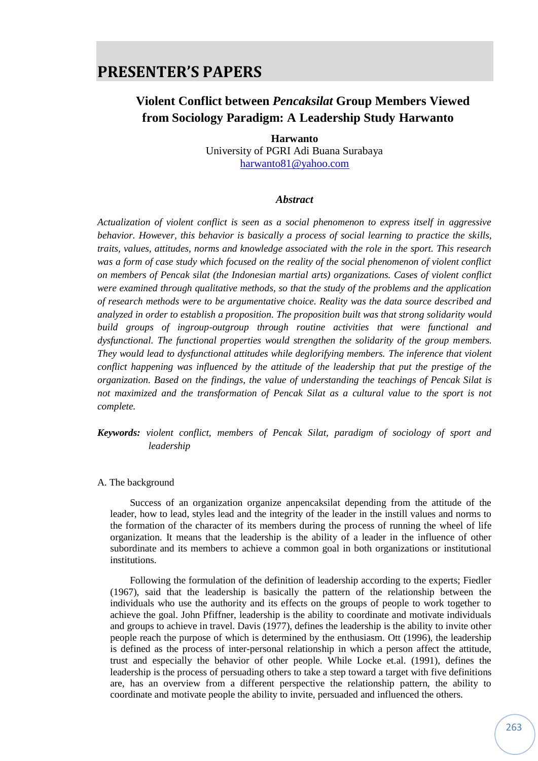# PRESENTER'S PAPERS

## Violent Conflict between *Pencaksilat* Group Members Viewed from Sociology Paradigm: A Leadership Study Harwanto

**Harwanto**
University of PGRI Adi Buana Surabaya
harwanto81@yahoo.com

### *Abstract*

*Actualization of violent conflict is seen as a social phenomenon to express itself in aggressive behavior. However, this behavior is basically a process of social learning to practice the skills, traits, values, attitudes, norms and knowledge associated with the role in the sport. This research was a form of case study which focused on the reality of the social phenomenon of violent conflict on members of Pencak silat (the Indonesian martial arts) organizations. Cases of violent conflict were examined through qualitative methods, so that the study of the problems and the application of research methods were to be argumentative choice. Reality was the data source described and analyzed in order to establish a proposition. The proposition built was that strong solidarity would build groups of ingroup-outgroup through routine activities that were functional and dysfunctional. The functional properties would strengthen the solidarity of the group members. They would lead to dysfunctional attitudes while deglorifying members. The inference that violent conflict happening was influenced by the attitude of the leadership that put the prestige of the organization. Based on the findings, the value of understanding the teachings of Pencak Silat is not maximized and the transformation of Pencak Silat as a cultural value to the sport is not complete.*

***Keywords:*** *violent conflict, members of Pencak Silat, paradigm of sociology of sport and leadership*

A. The background

Success of an organization organize anpencaksilat depending from the attitude of the leader, how to lead, styles lead and the integrity of the leader in the instill values and norms to the formation of the character of its members during the process of running the wheel of life organization. It means that the leadership is the ability of a leader in the influence of other subordinate and its members to achieve a common goal in both organizations or institutional institutions.

Following the formulation of the definition of leadership according to the experts; Fiedler (1967), said that the leadership is basically the pattern of the relationship between the individuals who use the authority and its effects on the groups of people to work together to achieve the goal. John Pfiffner, leadership is the ability to coordinate and motivate individuals and groups to achieve in travel. Davis (1977), defines the leadership is the ability to invite other people reach the purpose of which is determined by the enthusiasm. Ott (1996), the leadership is defined as the process of inter-personal relationship in which a person affect the attitude, trust and especially the behavior of other people. While Locke et.al. (1991), defines the leadership is the process of persuading others to take a step toward a target with five definitions are, has an overview from a different perspective the relationship pattern, the ability to coordinate and motivate people the ability to invite, persuaded and influenced the others.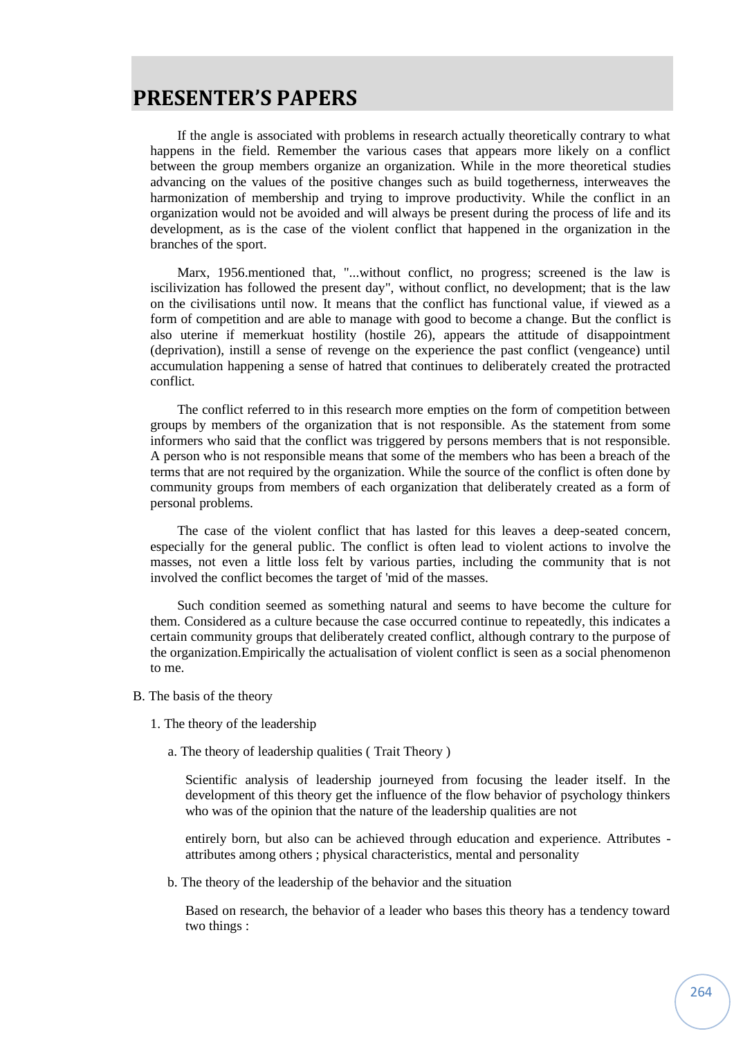# PRESENTER'S PAPERS

If the angle is associated with problems in research actually theoretically contrary to what happens in the field. Remember the various cases that appears more likely on a conflict between the group members organize an organization. While in the more theoretical studies advancing on the values of the positive changes such as build togetherness, interweaves the harmonization of membership and trying to improve productivity. While the conflict in an organization would not be avoided and will always be present during the process of life and its development, as is the case of the violent conflict that happened in the organization in the branches of the sport.

Marx, 1956.mentioned that, "...without conflict, no progress; screened is the law is iscilivization has followed the present day", without conflict, no development; that is the law on the civilisations until now. It means that the conflict has functional value, if viewed as a form of competition and are able to manage with good to become a change. But the conflict is also uterine if memerkuat hostility (hostile 26), appears the attitude of disappointment (deprivation), instill a sense of revenge on the experience the past conflict (vengeance) until accumulation happening a sense of hatred that continues to deliberately created the protracted conflict.

The conflict referred to in this research more empties on the form of competition between groups by members of the organization that is not responsible. As the statement from some informers who said that the conflict was triggered by persons members that is not responsible. A person who is not responsible means that some of the members who has been a breach of the terms that are not required by the organization. While the source of the conflict is often done by community groups from members of each organization that deliberately created as a form of personal problems.

The case of the violent conflict that has lasted for this leaves a deep-seated concern, especially for the general public. The conflict is often lead to violent actions to involve the masses, not even a little loss felt by various parties, including the community that is not involved the conflict becomes the target of 'mid of the masses.

Such condition seemed as something natural and seems to have become the culture for them. Considered as a culture because the case occurred continue to repeatedly, this indicates a certain community groups that deliberately created conflict, although contrary to the purpose of the organization.Empirically the actualisation of violent conflict is seen as a social phenomenon to me.

B. The basis of the theory

1. The theory of the leadership

a. The theory of leadership qualities ( Trait Theory )

Scientific analysis of leadership journeyed from focusing the leader itself. In the development of this theory get the influence of the flow behavior of psychology thinkers who was of the opinion that the nature of the leadership qualities are not

entirely born, but also can be achieved through education and experience. Attributes - attributes among others ; physical characteristics, mental and personality

b. The theory of the leadership of the behavior and the situation

Based on research, the behavior of a leader who bases this theory has a tendency toward two things :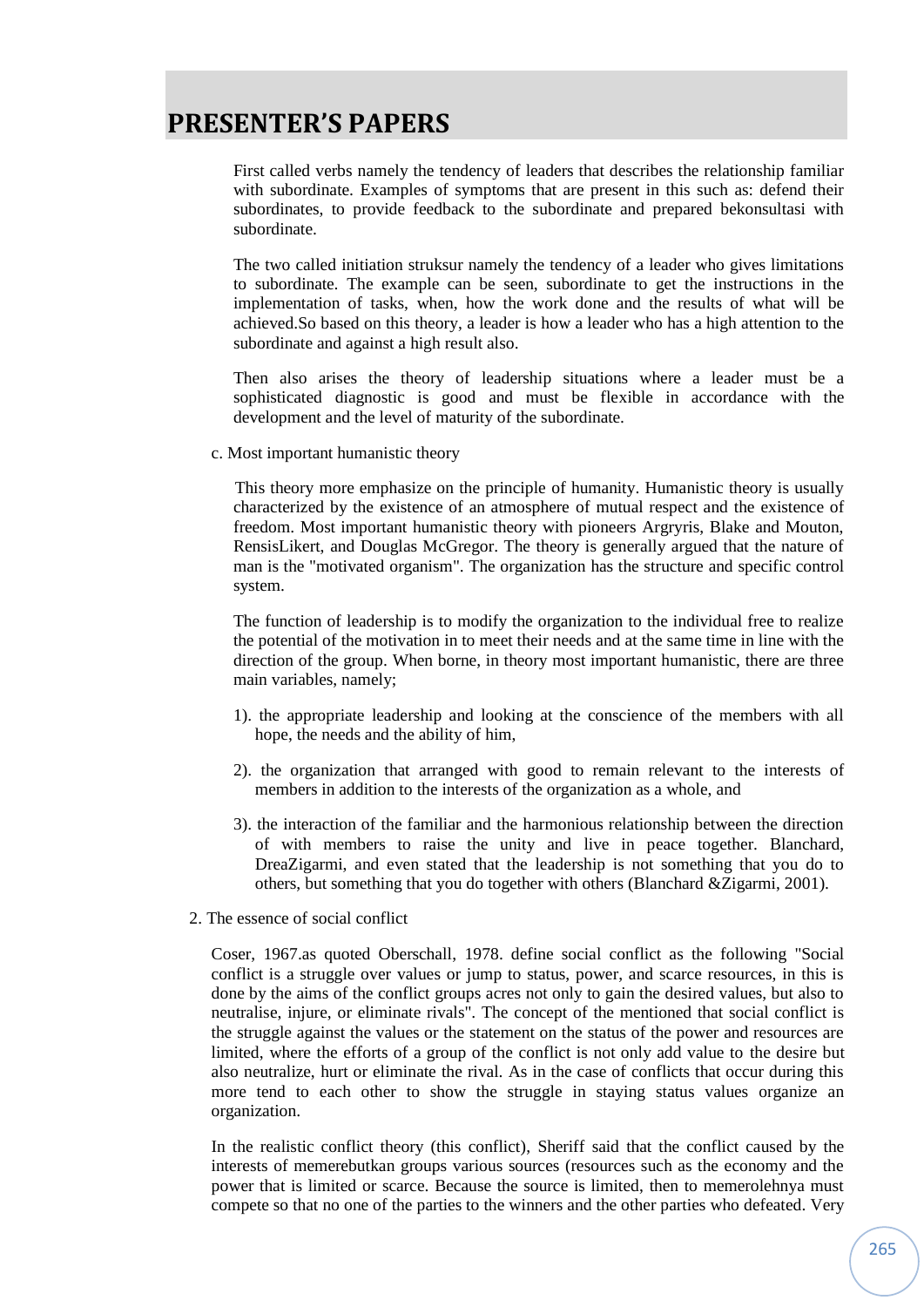First called verbs namely the tendency of leaders that describes the relationship familiar with subordinate. Examples of symptoms that are present in this such as: defend their subordinates, to provide feedback to the subordinate and prepared bekonsultasi with subordinate.

The two called initiation struksur namely the tendency of a leader who gives limitations to subordinate. The example can be seen, subordinate to get the instructions in the implementation of tasks, when, how the work done and the results of what will be achieved.So based on this theory, a leader is how a leader who has a high attention to the subordinate and against a high result also.

Then also arises the theory of leadership situations where a leader must be a sophisticated diagnostic is good and must be flexible in accordance with the development and the level of maturity of the subordinate.

c. Most important humanistic theory

This theory more emphasize on the principle of humanity. Humanistic theory is usually characterized by the existence of an atmosphere of mutual respect and the existence of freedom. Most important humanistic theory with pioneers Argryris, Blake and Mouton, RensisLikert, and Douglas McGregor. The theory is generally argued that the nature of man is the "motivated organism". The organization has the structure and specific control system.

The function of leadership is to modify the organization to the individual free to realize the potential of the motivation in to meet their needs and at the same time in line with the direction of the group. When borne, in theory most important humanistic, there are three main variables, namely;

1). the appropriate leadership and looking at the conscience of the members with all hope, the needs and the ability of him,

2). the organization that arranged with good to remain relevant to the interests of members in addition to the interests of the organization as a whole, and

3). the interaction of the familiar and the harmonious relationship between the direction of with members to raise the unity and live in peace together. Blanchard, DreaZigarmi, and even stated that the leadership is not something that you do to others, but something that you do together with others (Blanchard &Zigarmi, 2001).

2. The essence of social conflict

Coser, 1967.as quoted Oberschall, 1978. define social conflict as the following "Social conflict is a struggle over values or jump to status, power, and scarce resources, in this is done by the aims of the conflict groups acres not only to gain the desired values, but also to neutralise, injure, or eliminate rivals". The concept of the mentioned that social conflict is the struggle against the values or the statement on the status of the power and resources are limited, where the efforts of a group of the conflict is not only add value to the desire but also neutralize, hurt or eliminate the rival. As in the case of conflicts that occur during this more tend to each other to show the struggle in staying status values organize an organization.

In the realistic conflict theory (this conflict), Sheriff said that the conflict caused by the interests of memerebutkan groups various sources (resources such as the economy and the power that is limited or scarce. Because the source is limited, then to memerolehnya must compete so that no one of the parties to the winners and the other parties who defeated. Very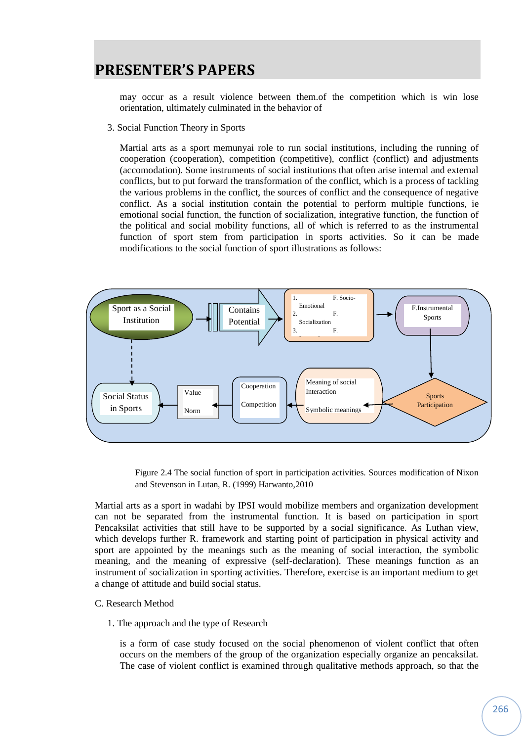may occur as a result violence between them.of the competition which is win lose orientation, ultimately culminated in the behavior of

3. Social Function Theory in Sports

Martial arts as a sport memunyai role to run social institutions, including the running of cooperation (cooperation), competition (competitive), conflict (conflict) and adjustments (accomodation). Some instruments of social institutions that often arise internal and external conflicts, but to put forward the transformation of the conflict, which is a process of tackling the various problems in the conflict, the sources of conflict and the consequence of negative conflict. As a social institution contain the potential to perform multiple functions, ie emotional social function, the function of socialization, integrative function, the function of the political and social mobility functions, all of which is referred to as the instrumental function of sport stem from participation in sports activities. So it can be made modifications to the social function of sport illustrations as follows:

Sport as a Social Institution → Contains Potential → 1. F. Socio-Emotional; 2. F. Socialization; 3. F. → F.Instrumental Sports → Sports Participation → Meaning of social Interaction; Symbolic meanings → Cooperation; Competition → Value; Norm → Social Status in Sports

Figure 2.4 The social function of sport in participation activities. Sources modification of Nixon and Stevenson in Lutan, R. (1999) Harwanto,2010

Martial arts as a sport in wadahi by IPSI would mobilize members and organization development can not be separated from the instrumental function. It is based on participation in sport Pencaksilat activities that still have to be supported by a social significance. As Luthan view, which develops further R. framework and starting point of participation in physical activity and sport are appointed by the meanings such as the meaning of social interaction, the symbolic meaning, and the meaning of expressive (self-declaration). These meanings function as an instrument of socialization in sporting activities. Therefore, exercise is an important medium to get a change of attitude and build social status.

C. Research Method

1. The approach and the type of Research

is a form of case study focused on the social phenomenon of violent conflict that often occurs on the members of the group of the organization especially organize an pencaksilat. The case of violent conflict is examined through qualitative methods approach, so that the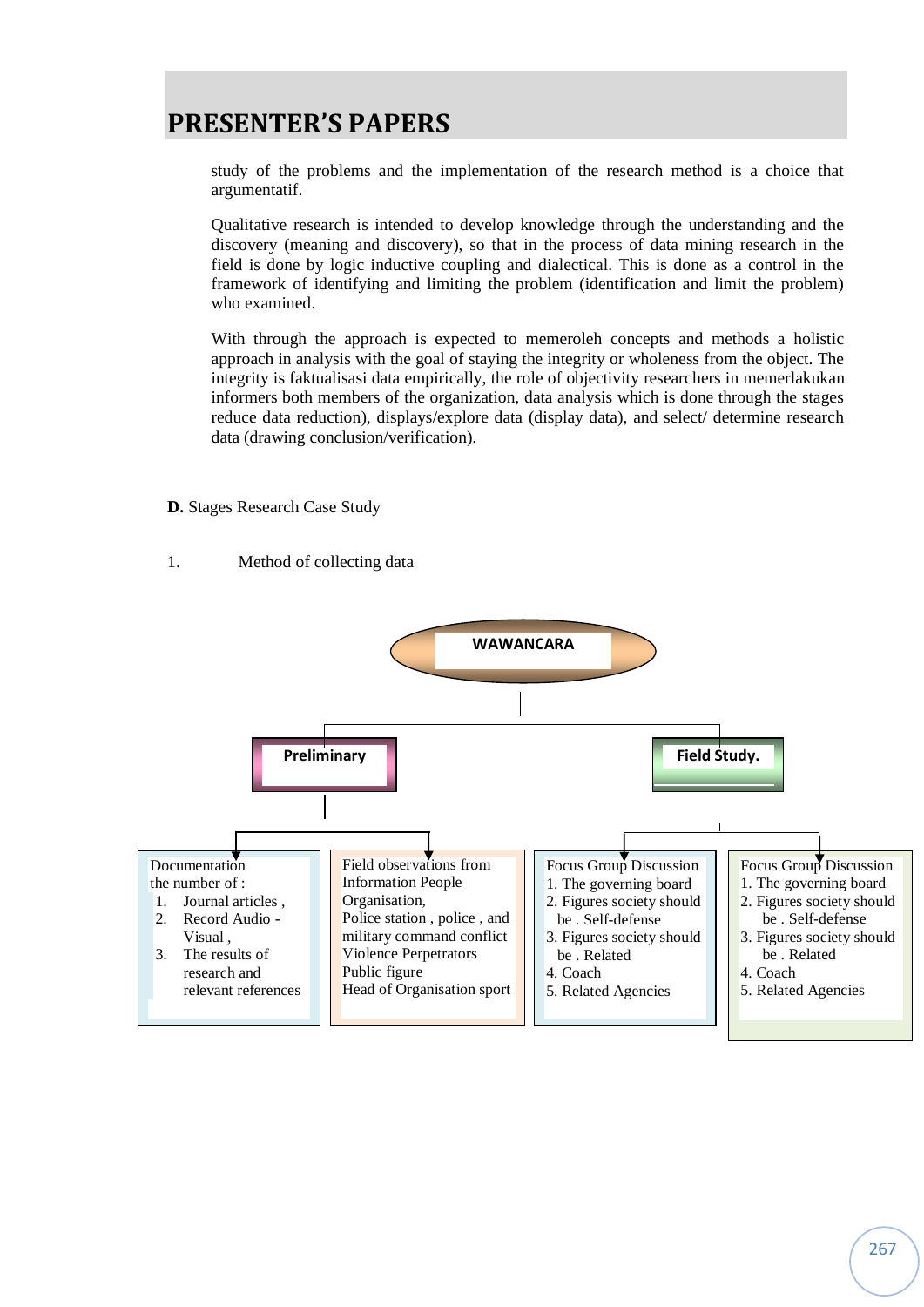study of the problems and the implementation of the research method is a choice that argumentatif.

Qualitative research is intended to develop knowledge through the understanding and the discovery (meaning and discovery), so that in the process of data mining research in the field is done by logic inductive coupling and dialectical. This is done as a control in the framework of identifying and limiting the problem (identification and limit the problem) who examined.

With through the approach is expected to memeroleh concepts and methods a holistic approach in analysis with the goal of staying the integrity or wholeness from the object. The integrity is faktualisasi data empirically, the role of objectivity researchers in memerlakukan informers both members of the organization, data analysis which is done through the stages reduce data reduction), displays/explore data (display data), and select/ determine research data (drawing conclusion/verification).

**D.** Stages Research Case Study

1. Method of collecting data

**WAWANCARA**

**Preliminary**

Documentation the number of :
1. Journal articles ,
2. Record Audio - Visual ,
3. The results of research and relevant references

Field observations from Information People Organisation,
Police station , police , and military command conflict
Violence Perpetrators
Public figure
Head of Organisation sport

**Field Study.**

Focus Group Discussion
1. The governing board
2. Figures society should be . Self-defense
3. Figures society should be . Related
4. Coach
5. Related Agencies

Focus Group Discussion
1. The governing board
2. Figures society should be . Self-defense
3. Figures society should be . Related
4. Coach
5. Related Agencies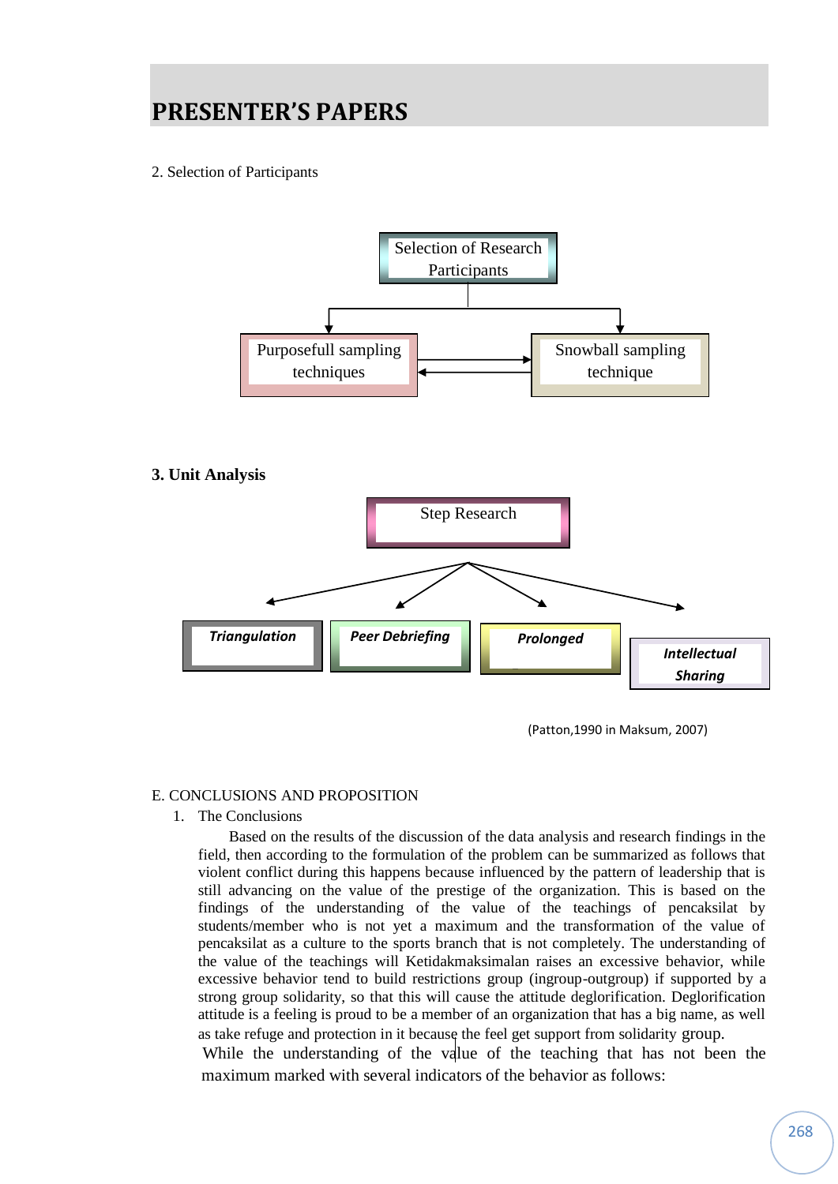## PRESENTER'S PAPERS

2. Selection of Participants

Selection of Research Participants

Purposefull sampling techniques

Snowball sampling technique

**3. Unit Analysis**

Step Research

***Triangulation***

***Peer Debriefing***

***Prolonged***

***Intellectual Sharing***

(Patton,1990 in Maksum, 2007)

E. CONCLUSIONS AND PROPOSITION

1. The Conclusions

Based on the results of the discussion of the data analysis and research findings in the field, then according to the formulation of the problem can be summarized as follows that violent conflict during this happens because influenced by the pattern of leadership that is still advancing on the value of the prestige of the organization. This is based on the findings of the understanding of the value of the teachings of pencaksilat by students/member who is not yet a maximum and the transformation of the value of pencaksilat as a culture to the sports branch that is not completely. The understanding of the value of the teachings will Ketidakmaksimalan raises an excessive behavior, while excessive behavior tend to build restrictions group (ingroup-outgroup) if supported by a strong group solidarity, so that this will cause the attitude deglorification. Deglorification attitude is a feeling is proud to be a member of an organization that has a big name, as well as take refuge and protection in it because the feel get support from solidarity group.

While the understanding of the value of the teaching that has not been the maximum marked with several indicators of the behavior as follows: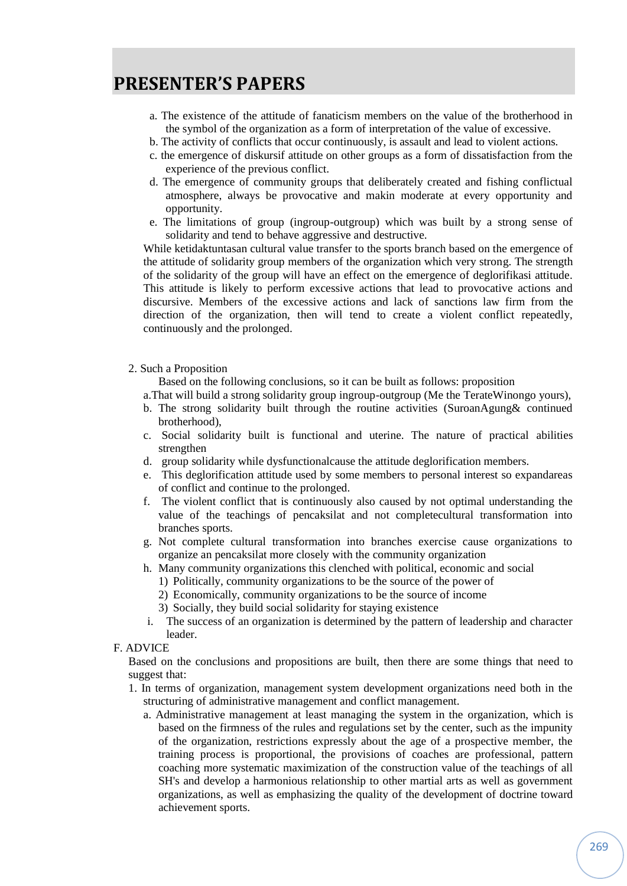a. The existence of the attitude of fanaticism members on the value of the brotherhood in the symbol of the organization as a form of interpretation of the value of excessive.
b. The activity of conflicts that occur continuously, is assault and lead to violent actions.
c. the emergence of diskursif attitude on other groups as a form of dissatisfaction from the experience of the previous conflict.
d. The emergence of community groups that deliberately created and fishing conflictual atmosphere, always be provocative and makin moderate at every opportunity and opportunity.
e. The limitations of group (ingroup-outgroup) which was built by a strong sense of solidarity and tend to behave aggressive and destructive.

While ketidaktuntasan cultural value transfer to the sports branch based on the emergence of the attitude of solidarity group members of the organization which very strong. The strength of the solidarity of the group will have an effect on the emergence of deglorifikasi attitude. This attitude is likely to perform excessive actions that lead to provocative actions and discursive. Members of the excessive actions and lack of sanctions law firm from the direction of the organization, then will tend to create a violent conflict repeatedly, continuously and the prolonged.

2. Such a Proposition

Based on the following conclusions, so it can be built as follows: proposition

a. That will build a strong solidarity group ingroup-outgroup (Me the TerateWinongo yours),
b. The strong solidarity built through the routine activities (SuroanAgung& continued brotherhood),
c. Social solidarity built is functional and uterine. The nature of practical abilities strengthen
d. group solidarity while dysfunctionalcause the attitude deglorification members.
e. This deglorification attitude used by some members to personal interest so expandareas of conflict and continue to the prolonged.
f. The violent conflict that is continuously also caused by not optimal understanding the value of the teachings of pencaksilat and not completecultural transformation into branches sports.
g. Not complete cultural transformation into branches exercise cause organizations to organize an pencaksilat more closely with the community organization
h. Many community organizations this clenched with political, economic and social
   1) Politically, community organizations to be the source of the power of
   2) Economically, community organizations to be the source of income
   3) Socially, they build social solidarity for staying existence
i. The success of an organization is determined by the pattern of leadership and character leader.

F. ADVICE

Based on the conclusions and propositions are built, then there are some things that need to suggest that:

1. In terms of organization, management system development organizations need both in the structuring of administrative management and conflict management.
   a. Administrative management at least managing the system in the organization, which is based on the firmness of the rules and regulations set by the center, such as the impunity of the organization, restrictions expressly about the age of a prospective member, the training process is proportional, the provisions of coaches are professional, pattern coaching more systematic maximization of the construction value of the teachings of all SH's and develop a harmonious relationship to other martial arts as well as government organizations, as well as emphasizing the quality of the development of doctrine toward achievement sports.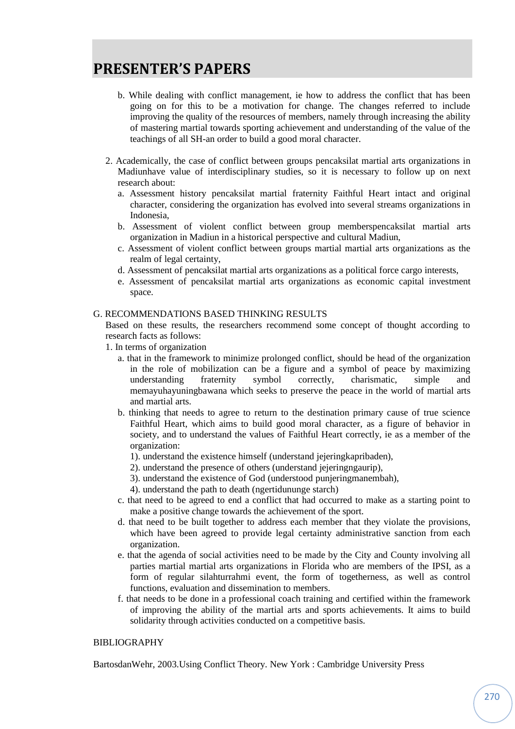b. While dealing with conflict management, ie how to address the conflict that has been going on for this to be a motivation for change. The changes referred to include improving the quality of the resources of members, namely through increasing the ability of mastering martial towards sporting achievement and understanding of the value of the teachings of all SH-an order to build a good moral character.

2. Academically, the case of conflict between groups pencaksilat martial arts organizations in Madiunhave value of interdisciplinary studies, so it is necessary to follow up on next research about:
   a. Assessment history pencaksilat martial fraternity Faithful Heart intact and original character, considering the organization has evolved into several streams organizations in Indonesia,
   b. Assessment of violent conflict between group memberspencaksilat martial arts organization in Madiun in a historical perspective and cultural Madiun,
   c. Assessment of violent conflict between groups martial martial arts organizations as the realm of legal certainty,
   d. Assessment of pencaksilat martial arts organizations as a political force cargo interests,
   e. Assessment of pencaksilat martial arts organizations as economic capital investment space.

G. RECOMMENDATIONS BASED THINKING RESULTS

Based on these results, the researchers recommend some concept of thought according to research facts as follows:

1. In terms of organization
   a. that in the framework to minimize prolonged conflict, should be head of the organization in the role of mobilization can be a figure and a symbol of peace by maximizing understanding fraternity symbol correctly, charismatic, simple and memayuhayuningbawana which seeks to preserve the peace in the world of martial arts and martial arts.
   b. thinking that needs to agree to return to the destination primary cause of true science Faithful Heart, which aims to build good moral character, as a figure of behavior in society, and to understand the values of Faithful Heart correctly, ie as a member of the organization:
      1). understand the existence himself (understand jejeringkapribaden),
      2). understand the presence of others (understand jejeringngaurip),
      3). understand the existence of God (understood punjeringmanembah),
      4). understand the path to death (ngertidununge starch)
   c. that need to be agreed to end a conflict that had occurred to make as a starting point to make a positive change towards the achievement of the sport.
   d. that need to be built together to address each member that they violate the provisions, which have been agreed to provide legal certainty administrative sanction from each organization.
   e. that the agenda of social activities need to be made by the City and County involving all parties martial martial arts organizations in Florida who are members of the IPSI, as a form of regular silahturrahmi event, the form of togetherness, as well as control functions, evaluation and dissemination to members.
   f. that needs to be done in a professional coach training and certified within the framework of improving the ability of the martial arts and sports achievements. It aims to build solidarity through activities conducted on a competitive basis.

BIBLIOGRAPHY

BartosdanWehr, 2003.Using Conflict Theory. New York : Cambridge University Press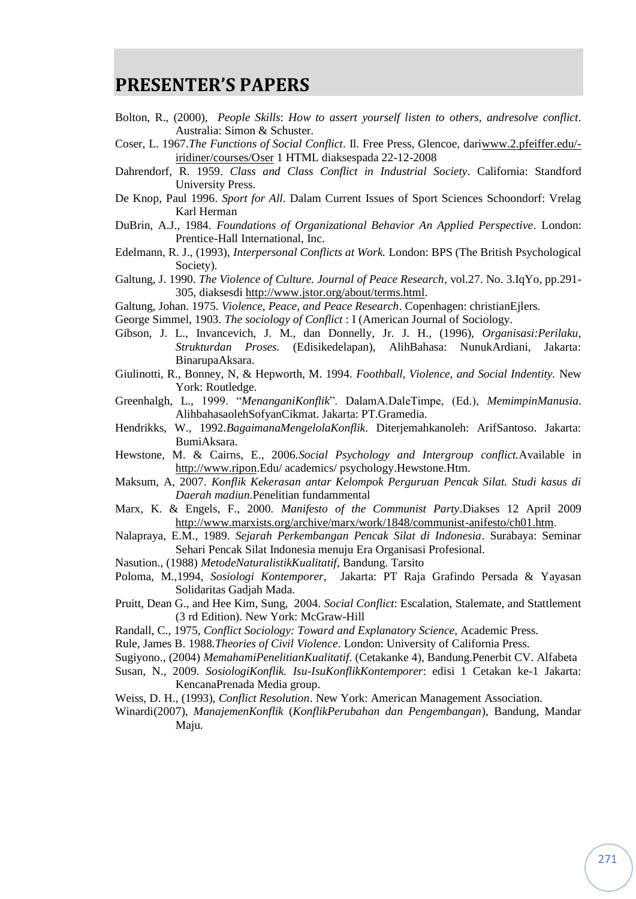# PRESENTER'S PAPERS

Bolton, R., (2000), *People Skills*: *How to assert yourself listen to others, andresolve conflict*. Australia: Simon & Schuster.

Coser, L. 1967.*The Functions of Social Conflict*. Il. Free Press, Glencoe, dariwww.2.pfeiffer.edu/-iridiner/courses/Oser 1 HTML diaksespada 22-12-2008

Dahrendorf, R. 1959. *Class and Class Conflict in Industrial Society*. California: Standford University Press.

De Knop, Paul 1996. *Sport for All*. Dalam Current Issues of Sport Sciences Schoondorf: Vrelag Karl Herman

DuBrin, A.J., 1984. *Foundations of Organizational Behavior An Applied Perspective*. London: Prentice-Hall International, Inc.

Edelmann, R. J., (1993), *Interpersonal Conflicts at Work.* London: BPS (The British Psychological Society).

Galtung, J. 1990. *The Violence of Culture. Journal of Peace Research*, vol.27. No. 3.IqYo, pp.291-305, diaksesdi http://www.jstor.org/about/terms.html.

Galtung, Johan. 1975. *Violence, Peace, and Peace Research*. Copenhagen: christianEjlers.

George Simmel, 1903. *The sociology of Conflict* : I (American Journal of Sociology.

Gibson, J. L., Invancevich, J. M., dan Donnelly, Jr. J. H., (1996), *Organisasi:Perilaku, Strukturdan Proses.* (Edisikedelapan), AlihBahasa: NunukArdiani, Jakarta: BinarupaAksara.

Giulinotti, R., Bonney, N, & Hepworth, M. 1994. *Foothball, Violence, and Social Indentity.* New York: Routledge.

Greenhalgh, L., 1999. "*MenanganiKonflik*". DalamA.DaleTimpe, (Ed.), *MemimpinManusia*. AlihbahasaolehSofyanCikmat. Jakarta: PT.Gramedia.

Hendrikks, W., 1992.*BagaimanaMengelolaKonflik*. Diterjemahkanoleh: ArifSantoso. Jakarta: BumiAksara.

Hewstone, M. & Cairns, E., 2006.*Social Psychology and Intergroup conflict.*Available in http://www.ripon.Edu/ academics/ psychology.Hewstone.Htm.

Maksum, A, 2007. *Konflik Kekerasan antar Kelompok Perguruan Pencak Silat. Studi kasus di Daerah madiun.*Penelitian fundammental

Marx, K. & Engels, F., 2000*. Manifesto of the Communist Party*.Diakses 12 April 2009 http://www.marxists.org/archive/marx/work/1848/communist-anifesto/ch01.htm.

Nalapraya, E.M., 1989. *Sejarah Perkembangan Pencak Silat di Indonesia*. Surabaya: Seminar Sehari Pencak Silat Indonesia menuju Era Organisasi Profesional.

Nasution., (1988) *MetodeNaturalistikKualitatif*, Bandung. Tarsito

Poloma, M.,1994, *Sosiologi Kontemporer*, Jakarta: PT Raja Grafindo Persada & Yayasan Solidaritas Gadjah Mada.

Pruitt, Dean G., and Hee Kim, Sung, 2004. *Social Conflict*: Escalation, Stalemate, and Stattlement (3 rd Edition). New York: McGraw-Hill

Randall, C., 1975, *Conflict Sociology: Toward and Explanatory Science*, Academic Press.

Rule, James B. 1988.*Theories of Civil Violence*. London: University of California Press.

Sugiyono., (2004) *MemahamiPenelitianKualitatif*. (Cetakanke 4), Bandung.Penerbit CV. Alfabeta

Susan, N., 2009. *SosiologiKonflik. Isu-IsuKonflikKontemporer*: edisi 1 Cetakan ke-1 Jakarta: KencanaPrenada Media group.

Weiss, D. H., (1993), *Conflict Resolution*. New York: American Management Association.

Winardi(2007), *ManajemenKonflik* (*KonflikPerubahan dan Pengembangan*), Bandung, Mandar Maju.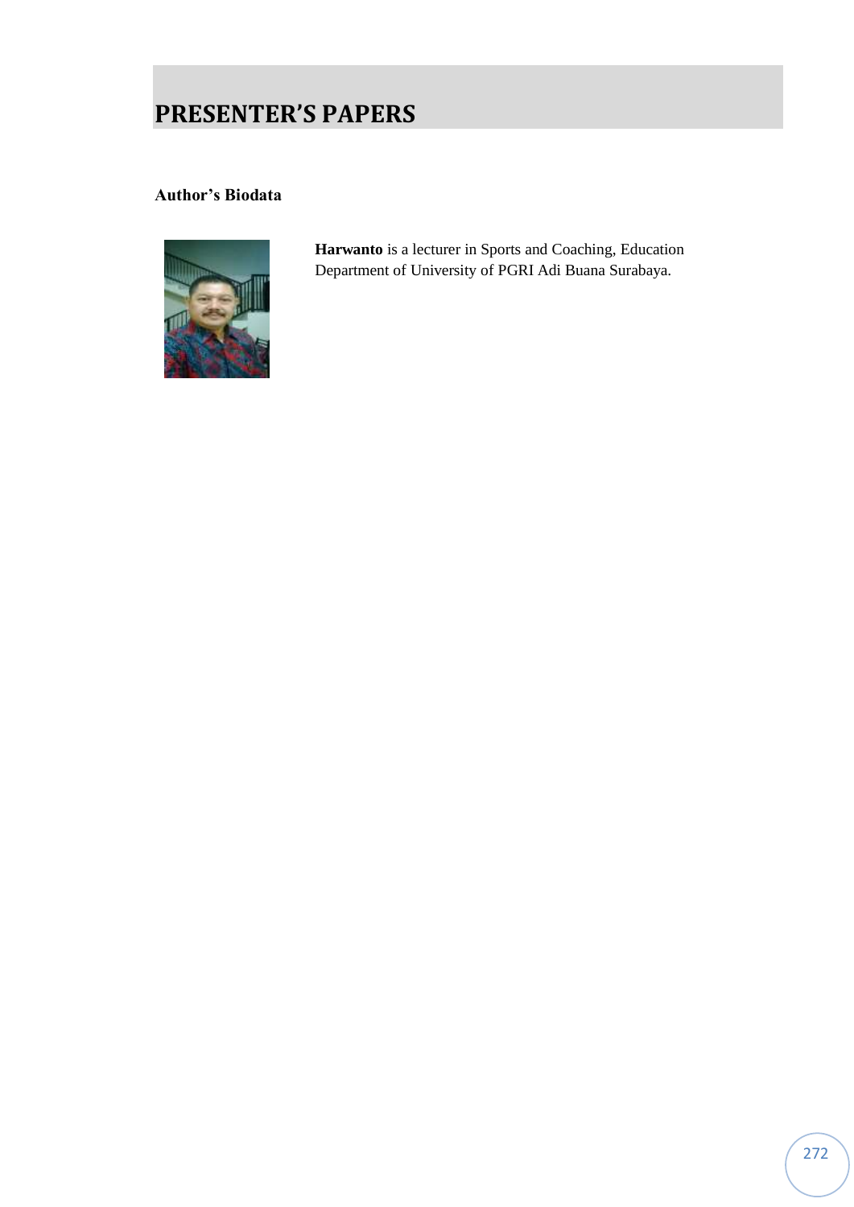# PRESENTER'S PAPERS

**Author's Biodata**

**Harwanto** is a lecturer in Sports and Coaching, Education Department of University of PGRI Adi Buana Surabaya.